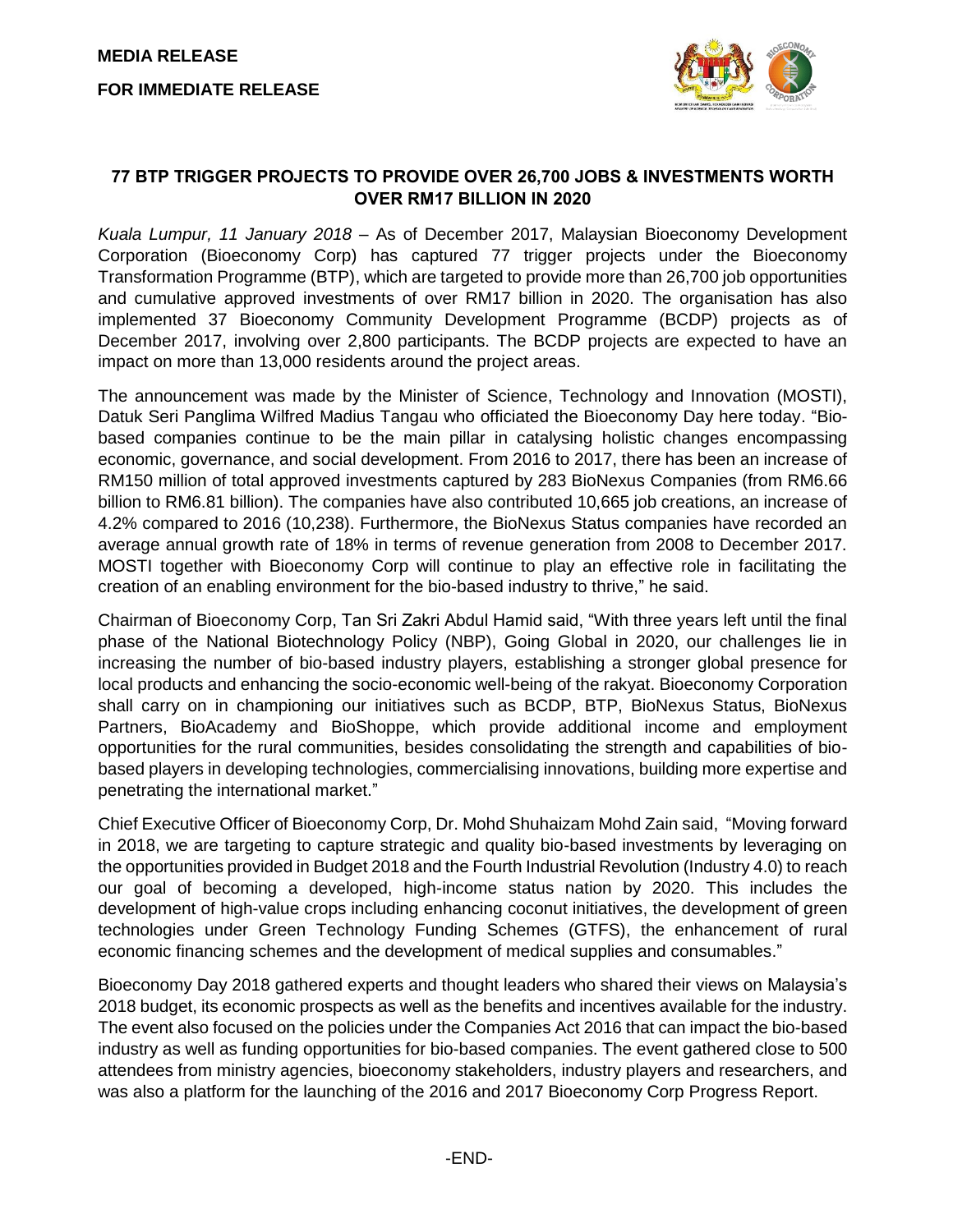**MEDIA RELEASE**

**FOR IMMEDIATE RELEASE**

## 77 BTP TRIGGER PROJECTS TO PROVIDE OVER 26,700 JOBS & INVESTMENTS WORTH OVER RM17 BILLION IN 2020

*Kuala Lumpur, 11 January 2018* – As of December 2017, Malaysian Bioeconomy Development Corporation (Bioeconomy Corp) has captured 77 trigger projects under the Bioeconomy Transformation Programme (BTP), which are targeted to provide more than 26,700 job opportunities and cumulative approved investments of over RM17 billion in 2020. The organisation has also implemented 37 Bioeconomy Community Development Programme (BCDP) projects as of December 2017, involving over 2,800 participants. The BCDP projects are expected to have an impact on more than 13,000 residents around the project areas.

The announcement was made by the Minister of Science, Technology and Innovation (MOSTI), Datuk Seri Panglima Wilfred Madius Tangau who officiated the Bioeconomy Day here today. "Bio-based companies continue to be the main pillar in catalysing holistic changes encompassing economic, governance, and social development. From 2016 to 2017, there has been an increase of RM150 million of total approved investments captured by 283 BioNexus Companies (from RM6.66 billion to RM6.81 billion). The companies have also contributed 10,665 job creations, an increase of 4.2% compared to 2016 (10,238). Furthermore, the BioNexus Status companies have recorded an average annual growth rate of 18% in terms of revenue generation from 2008 to December 2017. MOSTI together with Bioeconomy Corp will continue to play an effective role in facilitating the creation of an enabling environment for the bio-based industry to thrive," he said.

Chairman of Bioeconomy Corp, Tan Sri Zakri Abdul Hamid said, "With three years left until the final phase of the National Biotechnology Policy (NBP), Going Global in 2020, our challenges lie in increasing the number of bio-based industry players, establishing a stronger global presence for local products and enhancing the socio-economic well-being of the rakyat. Bioeconomy Corporation shall carry on in championing our initiatives such as BCDP, BTP, BioNexus Status, BioNexus Partners, BioAcademy and BioShoppe, which provide additional income and employment opportunities for the rural communities, besides consolidating the strength and capabilities of bio-based players in developing technologies, commercialising innovations, building more expertise and penetrating the international market."

Chief Executive Officer of Bioeconomy Corp, Dr. Mohd Shuhaizam Mohd Zain said, "Moving forward in 2018, we are targeting to capture strategic and quality bio-based investments by leveraging on the opportunities provided in Budget 2018 and the Fourth Industrial Revolution (Industry 4.0) to reach our goal of becoming a developed, high-income status nation by 2020. This includes the development of high-value crops including enhancing coconut initiatives, the development of green technologies under Green Technology Funding Schemes (GTFS), the enhancement of rural economic financing schemes and the development of medical supplies and consumables."

Bioeconomy Day 2018 gathered experts and thought leaders who shared their views on Malaysia's 2018 budget, its economic prospects as well as the benefits and incentives available for the industry. The event also focused on the policies under the Companies Act 2016 that can impact the bio-based industry as well as funding opportunities for bio-based companies. The event gathered close to 500 attendees from ministry agencies, bioeconomy stakeholders, industry players and researchers, and was also a platform for the launching of the 2016 and 2017 Bioeconomy Corp Progress Report.

-END-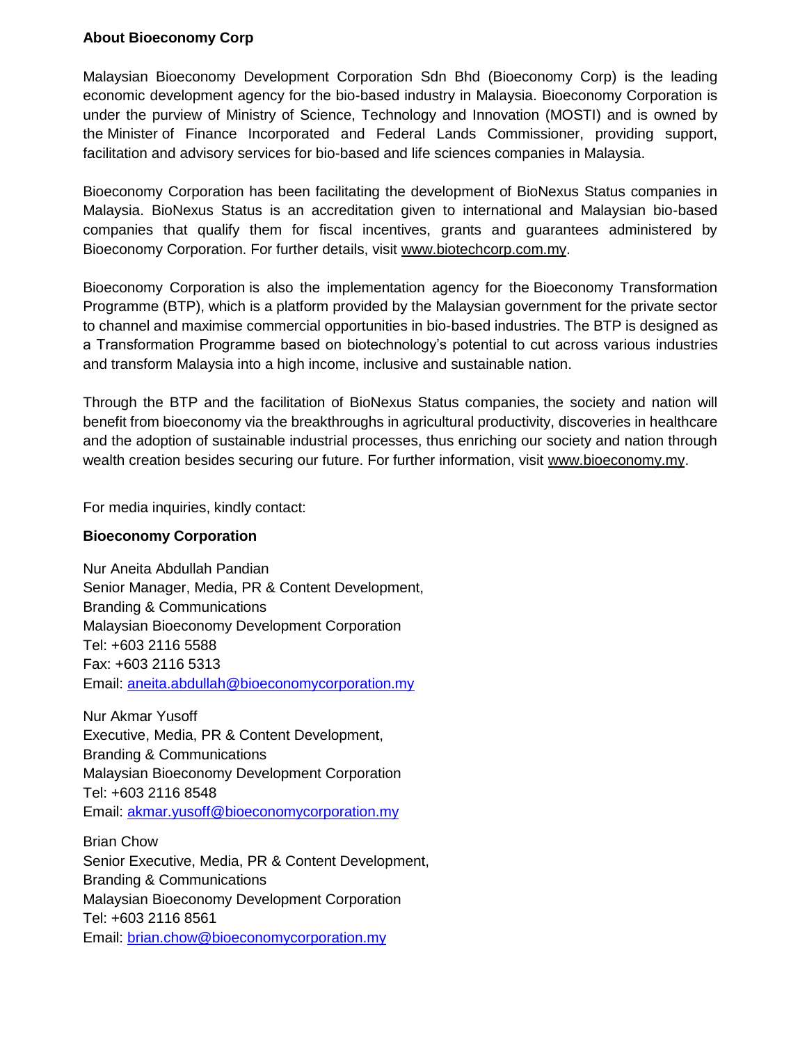**About Bioeconomy Corp**

Malaysian Bioeconomy Development Corporation Sdn Bhd (Bioeconomy Corp) is the leading economic development agency for the bio-based industry in Malaysia. Bioeconomy Corporation is under the purview of Ministry of Science, Technology and Innovation (MOSTI) and is owned by the Minister of Finance Incorporated and Federal Lands Commissioner, providing support, facilitation and advisory services for bio-based and life sciences companies in Malaysia.

Bioeconomy Corporation has been facilitating the development of BioNexus Status companies in Malaysia. BioNexus Status is an accreditation given to international and Malaysian bio-based companies that qualify them for fiscal incentives, grants and guarantees administered by Bioeconomy Corporation. For further details, visit www.biotechcorp.com.my.

Bioeconomy Corporation is also the implementation agency for the Bioeconomy Transformation Programme (BTP), which is a platform provided by the Malaysian government for the private sector to channel and maximise commercial opportunities in bio-based industries. The BTP is designed as a Transformation Programme based on biotechnology's potential to cut across various industries and transform Malaysia into a high income, inclusive and sustainable nation.

Through the BTP and the facilitation of BioNexus Status companies, the society and nation will benefit from bioeconomy via the breakthroughs in agricultural productivity, discoveries in healthcare and the adoption of sustainable industrial processes, thus enriching our society and nation through wealth creation besides securing our future. For further information, visit www.bioeconomy.my.

For media inquiries, kindly contact:

**Bioeconomy Corporation**

Nur Aneita Abdullah Pandian
Senior Manager, Media, PR & Content Development,
Branding & Communications
Malaysian Bioeconomy Development Corporation
Tel: +603 2116 5588
Fax: +603 2116 5313
Email: aneita.abdullah@bioeconomycorporation.my

Nur Akmar Yusoff
Executive, Media, PR & Content Development,
Branding & Communications
Malaysian Bioeconomy Development Corporation
Tel: +603 2116 8548
Email: akmar.yusoff@bioeconomycorporation.my

Brian Chow
Senior Executive, Media, PR & Content Development,
Branding & Communications
Malaysian Bioeconomy Development Corporation
Tel: +603 2116 8561
Email: brian.chow@bioeconomycorporation.my